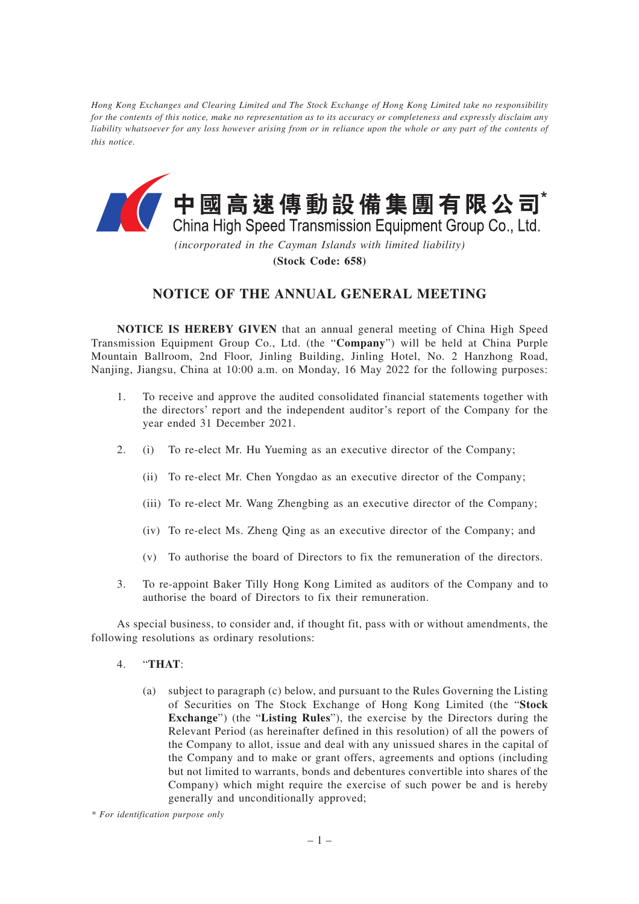*Hong Kong Exchanges and Clearing Limited and The Stock Exchange of Hong Kong Limited take no responsibility for the contents of this notice, make no representation as to its accuracy or completeness and expressly disclaim any liability whatsoever for any loss however arising from or in reliance upon the whole or any part of the contents of this notice.*

# 中國高速傳動設備集團有限公司*
# China High Speed Transmission Equipment Group Co., Ltd.

*(incorporated in the Cayman Islands with limited liability)*

**(Stock Code: 658)**

## NOTICE OF THE ANNUAL GENERAL MEETING

**NOTICE IS HEREBY GIVEN** that an annual general meeting of China High Speed Transmission Equipment Group Co., Ltd. (the "**Company**") will be held at China Purple Mountain Ballroom, 2nd Floor, Jinling Building, Jinling Hotel, No. 2 Hanzhong Road, Nanjing, Jiangsu, China at 10:00 a.m. on Monday, 16 May 2022 for the following purposes:

1. To receive and approve the audited consolidated financial statements together with the directors' report and the independent auditor's report of the Company for the year ended 31 December 2021.

2. (i) To re-elect Mr. Hu Yueming as an executive director of the Company;

   (ii) To re-elect Mr. Chen Yongdao as an executive director of the Company;

   (iii) To re-elect Mr. Wang Zhengbing as an executive director of the Company;

   (iv) To re-elect Ms. Zheng Qing as an executive director of the Company; and

   (v) To authorise the board of Directors to fix the remuneration of the directors.

3. To re-appoint Baker Tilly Hong Kong Limited as auditors of the Company and to authorise the board of Directors to fix their remuneration.

As special business, to consider and, if thought fit, pass with or without amendments, the following resolutions as ordinary resolutions:

4. "**THAT**:

   (a) subject to paragraph (c) below, and pursuant to the Rules Governing the Listing of Securities on The Stock Exchange of Hong Kong Limited (the "**Stock Exchange**") (the "**Listing Rules**"), the exercise by the Directors during the Relevant Period (as hereinafter defined in this resolution) of all the powers of the Company to allot, issue and deal with any unissued shares in the capital of the Company and to make or grant offers, agreements and options (including but not limited to warrants, bonds and debentures convertible into shares of the Company) which might require the exercise of such power be and is hereby generally and unconditionally approved;

\* *For identification purpose only*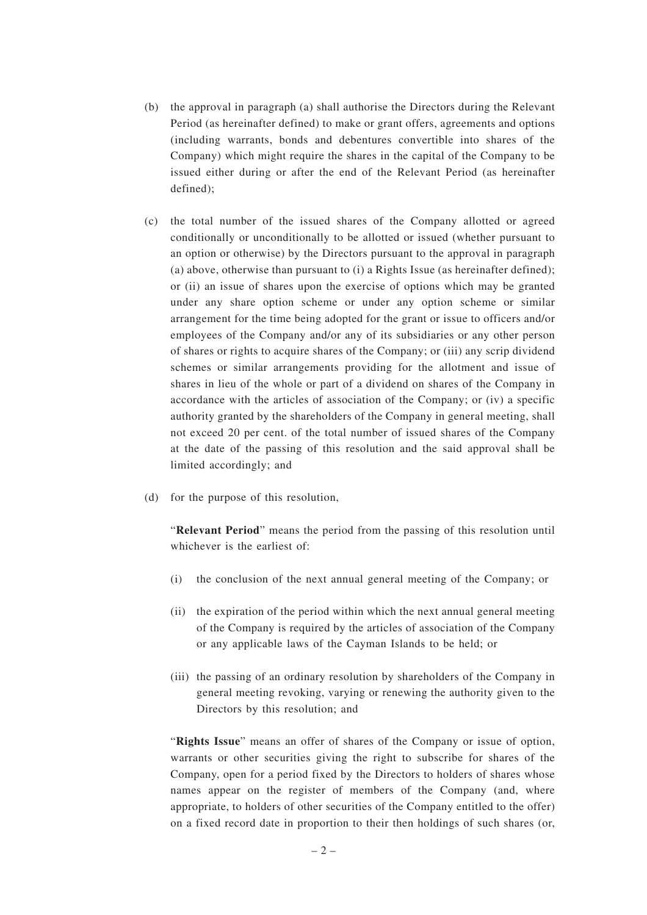(b) the approval in paragraph (a) shall authorise the Directors during the Relevant Period (as hereinafter defined) to make or grant offers, agreements and options (including warrants, bonds and debentures convertible into shares of the Company) which might require the shares in the capital of the Company to be issued either during or after the end of the Relevant Period (as hereinafter defined);

(c) the total number of the issued shares of the Company allotted or agreed conditionally or unconditionally to be allotted or issued (whether pursuant to an option or otherwise) by the Directors pursuant to the approval in paragraph (a) above, otherwise than pursuant to (i) a Rights Issue (as hereinafter defined); or (ii) an issue of shares upon the exercise of options which may be granted under any share option scheme or under any option scheme or similar arrangement for the time being adopted for the grant or issue to officers and/or employees of the Company and/or any of its subsidiaries or any other person of shares or rights to acquire shares of the Company; or (iii) any scrip dividend schemes or similar arrangements providing for the allotment and issue of shares in lieu of the whole or part of a dividend on shares of the Company in accordance with the articles of association of the Company; or (iv) a specific authority granted by the shareholders of the Company in general meeting, shall not exceed 20 per cent. of the total number of issued shares of the Company at the date of the passing of this resolution and the said approval shall be limited accordingly; and

(d) for the purpose of this resolution,

"**Relevant Period**" means the period from the passing of this resolution until whichever is the earliest of:

(i) the conclusion of the next annual general meeting of the Company; or

(ii) the expiration of the period within which the next annual general meeting of the Company is required by the articles of association of the Company or any applicable laws of the Cayman Islands to be held; or

(iii) the passing of an ordinary resolution by shareholders of the Company in general meeting revoking, varying or renewing the authority given to the Directors by this resolution; and

"**Rights Issue**" means an offer of shares of the Company or issue of option, warrants or other securities giving the right to subscribe for shares of the Company, open for a period fixed by the Directors to holders of shares whose names appear on the register of members of the Company (and, where appropriate, to holders of other securities of the Company entitled to the offer) on a fixed record date in proportion to their then holdings of such shares (or,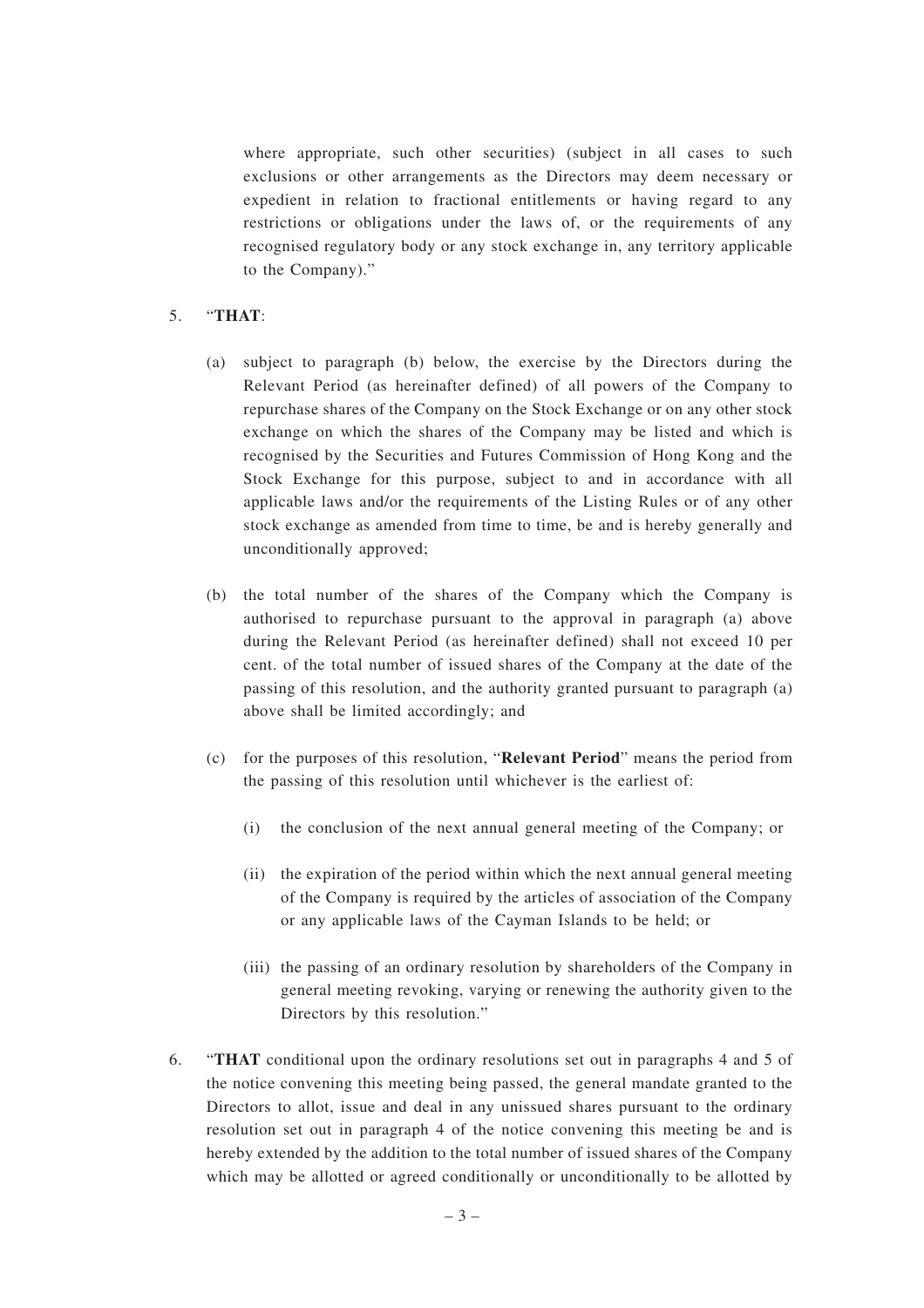where appropriate, such other securities) (subject in all cases to such exclusions or other arrangements as the Directors may deem necessary or expedient in relation to fractional entitlements or having regard to any restrictions or obligations under the laws of, or the requirements of any recognised regulatory body or any stock exchange in, any territory applicable to the Company)."

5. "**THAT**:

   (a) subject to paragraph (b) below, the exercise by the Directors during the Relevant Period (as hereinafter defined) of all powers of the Company to repurchase shares of the Company on the Stock Exchange or on any other stock exchange on which the shares of the Company may be listed and which is recognised by the Securities and Futures Commission of Hong Kong and the Stock Exchange for this purpose, subject to and in accordance with all applicable laws and/or the requirements of the Listing Rules or of any other stock exchange as amended from time to time, be and is hereby generally and unconditionally approved;

   (b) the total number of the shares of the Company which the Company is authorised to repurchase pursuant to the approval in paragraph (a) above during the Relevant Period (as hereinafter defined) shall not exceed 10 per cent. of the total number of issued shares of the Company at the date of the passing of this resolution, and the authority granted pursuant to paragraph (a) above shall be limited accordingly; and

   (c) for the purposes of this resolution, "**Relevant Period**" means the period from the passing of this resolution until whichever is the earliest of:

      (i) the conclusion of the next annual general meeting of the Company; or

      (ii) the expiration of the period within which the next annual general meeting of the Company is required by the articles of association of the Company or any applicable laws of the Cayman Islands to be held; or

      (iii) the passing of an ordinary resolution by shareholders of the Company in general meeting revoking, varying or renewing the authority given to the Directors by this resolution."

6. "**THAT** conditional upon the ordinary resolutions set out in paragraphs 4 and 5 of the notice convening this meeting being passed, the general mandate granted to the Directors to allot, issue and deal in any unissued shares pursuant to the ordinary resolution set out in paragraph 4 of the notice convening this meeting be and is hereby extended by the addition to the total number of issued shares of the Company which may be allotted or agreed conditionally or unconditionally to be allotted by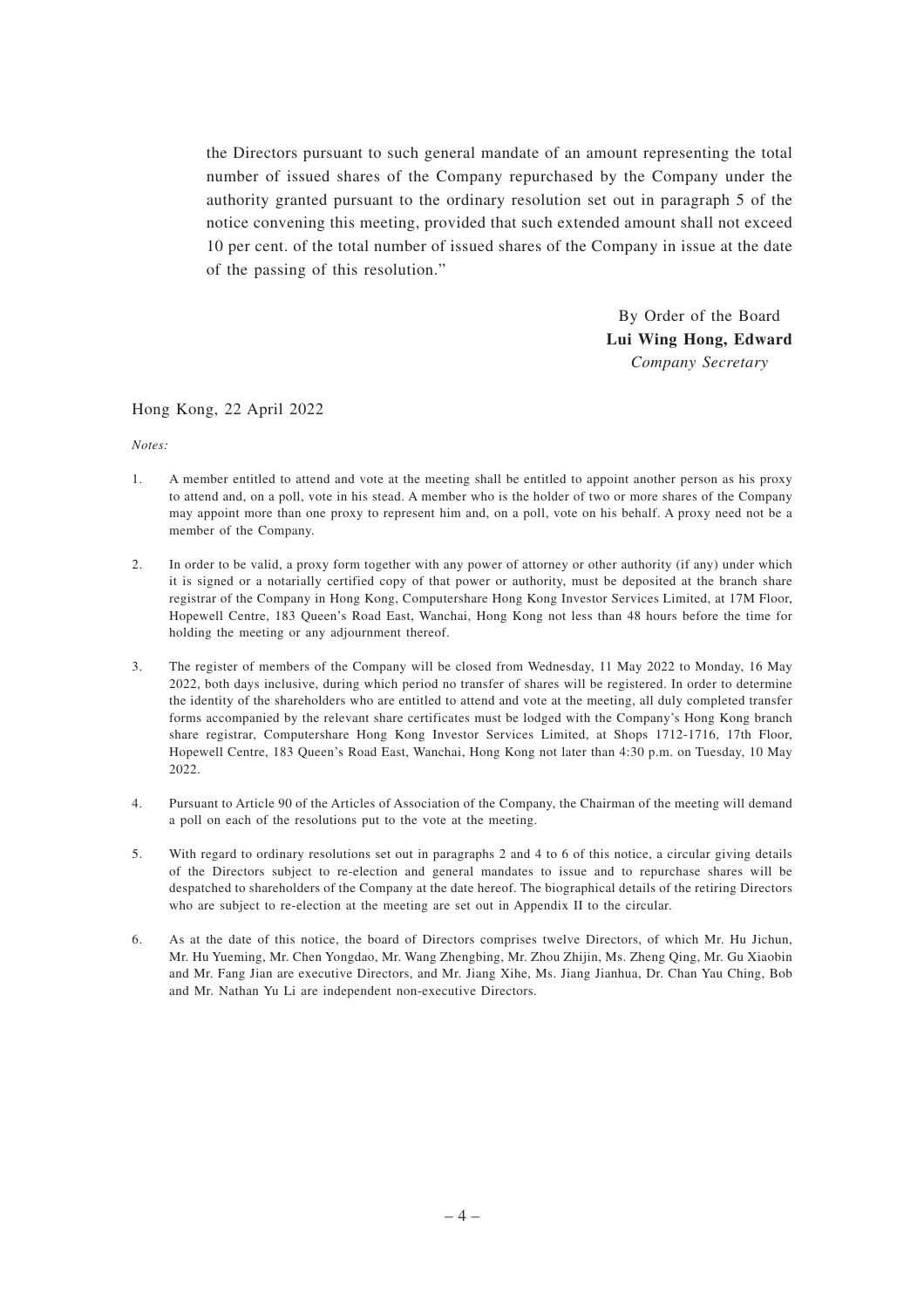the Directors pursuant to such general mandate of an amount representing the total number of issued shares of the Company repurchased by the Company under the authority granted pursuant to the ordinary resolution set out in paragraph 5 of the notice convening this meeting, provided that such extended amount shall not exceed 10 per cent. of the total number of issued shares of the Company in issue at the date of the passing of this resolution."

By Order of the Board
**Lui Wing Hong, Edward**
*Company Secretary*

Hong Kong, 22 April 2022

*Notes:*

1. A member entitled to attend and vote at the meeting shall be entitled to appoint another person as his proxy to attend and, on a poll, vote in his stead. A member who is the holder of two or more shares of the Company may appoint more than one proxy to represent him and, on a poll, vote on his behalf. A proxy need not be a member of the Company.

2. In order to be valid, a proxy form together with any power of attorney or other authority (if any) under which it is signed or a notarially certified copy of that power or authority, must be deposited at the branch share registrar of the Company in Hong Kong, Computershare Hong Kong Investor Services Limited, at 17M Floor, Hopewell Centre, 183 Queen's Road East, Wanchai, Hong Kong not less than 48 hours before the time for holding the meeting or any adjournment thereof.

3. The register of members of the Company will be closed from Wednesday, 11 May 2022 to Monday, 16 May 2022, both days inclusive, during which period no transfer of shares will be registered. In order to determine the identity of the shareholders who are entitled to attend and vote at the meeting, all duly completed transfer forms accompanied by the relevant share certificates must be lodged with the Company's Hong Kong branch share registrar, Computershare Hong Kong Investor Services Limited, at Shops 1712-1716, 17th Floor, Hopewell Centre, 183 Queen's Road East, Wanchai, Hong Kong not later than 4:30 p.m. on Tuesday, 10 May 2022.

4. Pursuant to Article 90 of the Articles of Association of the Company, the Chairman of the meeting will demand a poll on each of the resolutions put to the vote at the meeting.

5. With regard to ordinary resolutions set out in paragraphs 2 and 4 to 6 of this notice, a circular giving details of the Directors subject to re-election and general mandates to issue and to repurchase shares will be despatched to shareholders of the Company at the date hereof. The biographical details of the retiring Directors who are subject to re-election at the meeting are set out in Appendix II to the circular.

6. As at the date of this notice, the board of Directors comprises twelve Directors, of which Mr. Hu Jichun, Mr. Hu Yueming, Mr. Chen Yongdao, Mr. Wang Zhengbing, Mr. Zhou Zhijin, Ms. Zheng Qing, Mr. Gu Xiaobin and Mr. Fang Jian are executive Directors, and Mr. Jiang Xihe, Ms. Jiang Jianhua, Dr. Chan Yau Ching, Bob and Mr. Nathan Yu Li are independent non-executive Directors.